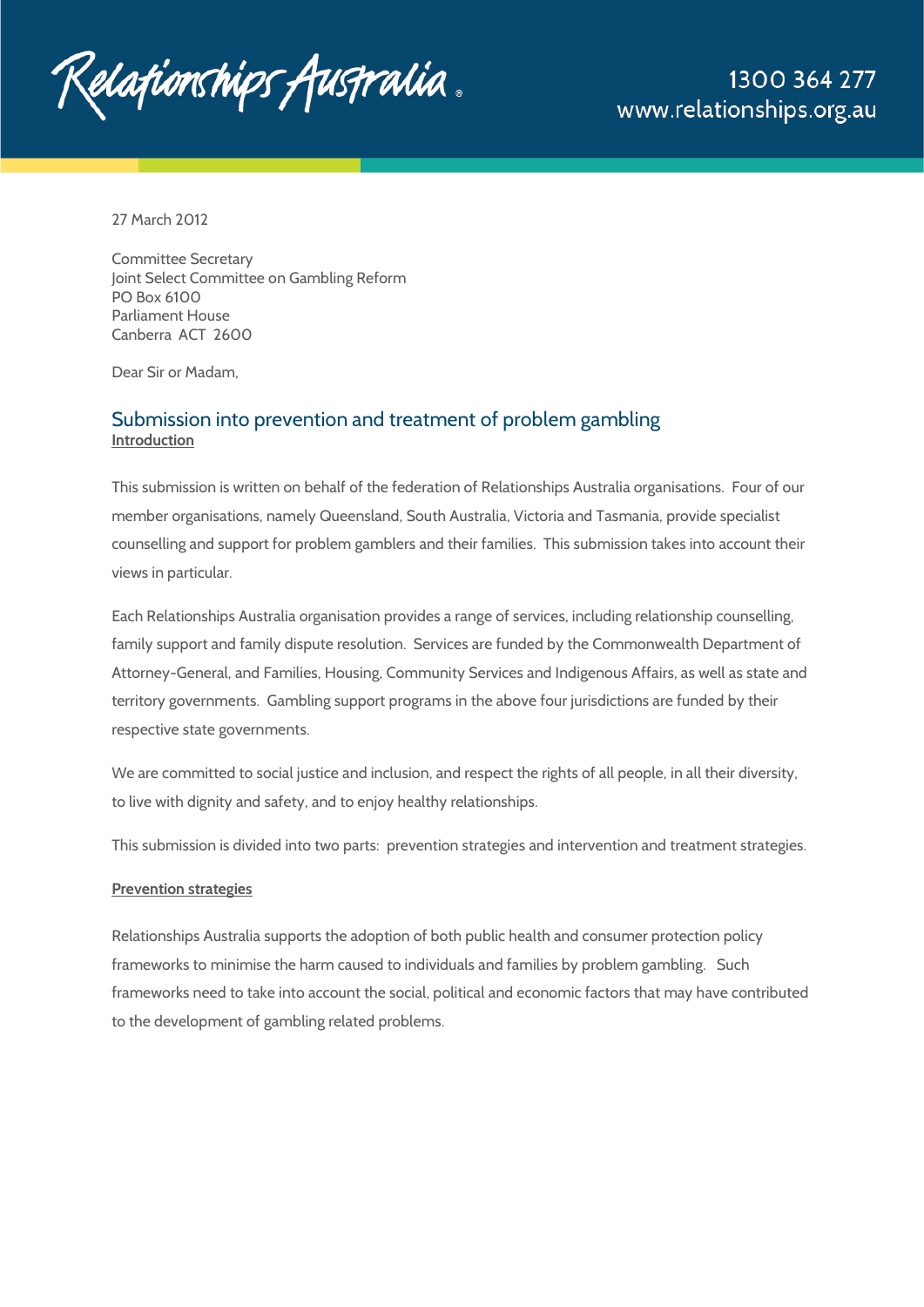Relationships Australia

1300 364 277
www.relationships.org.au

27 March 2012

Committee Secretary
Joint Select Committee on Gambling Reform
PO Box 6100
Parliament House
Canberra ACT 2600

Dear Sir or Madam,

## Submission into prevention and treatment of problem gambling

**Introduction**

This submission is written on behalf of the federation of Relationships Australia organisations. Four of our member organisations, namely Queensland, South Australia, Victoria and Tasmania, provide specialist counselling and support for problem gamblers and their families. This submission takes into account their views in particular.

Each Relationships Australia organisation provides a range of services, including relationship counselling, family support and family dispute resolution. Services are funded by the Commonwealth Department of Attorney-General, and Families, Housing, Community Services and Indigenous Affairs, as well as state and territory governments. Gambling support programs in the above four jurisdictions are funded by their respective state governments.

We are committed to social justice and inclusion, and respect the rights of all people, in all their diversity, to live with dignity and safety, and to enjoy healthy relationships.

This submission is divided into two parts: prevention strategies and intervention and treatment strategies.

**Prevention strategies**

Relationships Australia supports the adoption of both public health and consumer protection policy frameworks to minimise the harm caused to individuals and families by problem gambling. Such frameworks need to take into account the social, political and economic factors that may have contributed to the development of gambling related problems.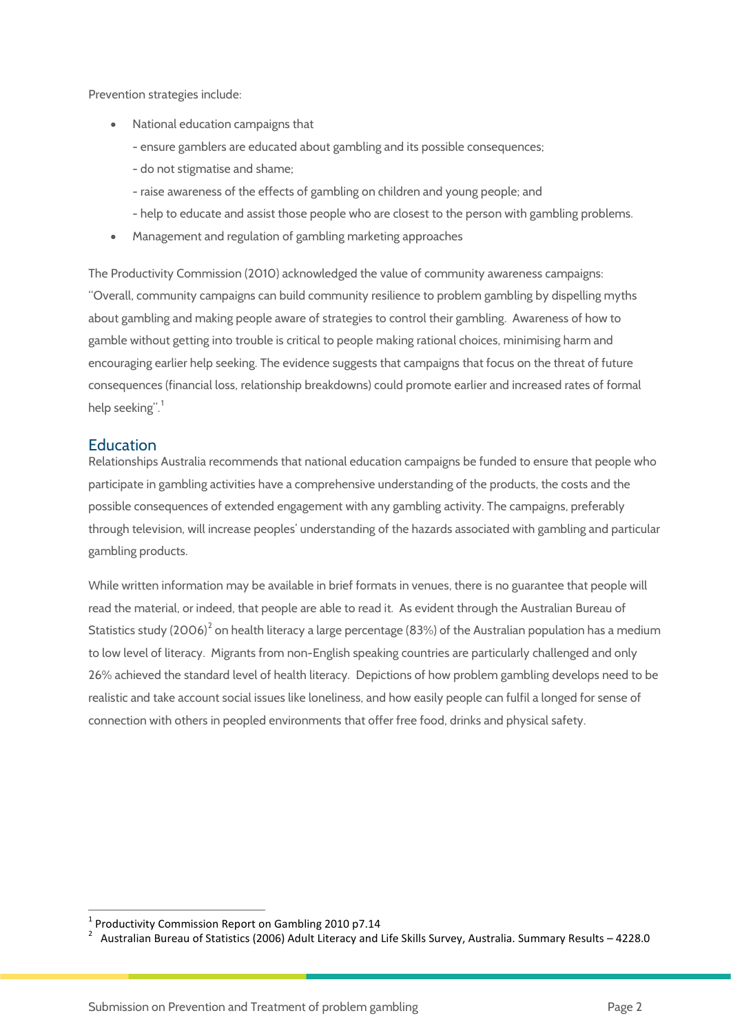Prevention strategies include:

- National education campaigns that
  - ensure gamblers are educated about gambling and its possible consequences;
  - do not stigmatise and shame;
  - raise awareness of the effects of gambling on children and young people; and
  - help to educate and assist those people who are closest to the person with gambling problems.
- Management and regulation of gambling marketing approaches

The Productivity Commission (2010) acknowledged the value of community awareness campaigns: "Overall, community campaigns can build community resilience to problem gambling by dispelling myths about gambling and making people aware of strategies to control their gambling. Awareness of how to gamble without getting into trouble is critical to people making rational choices, minimising harm and encouraging earlier help seeking. The evidence suggests that campaigns that focus on the threat of future consequences (financial loss, relationship breakdowns) could promote earlier and increased rates of formal help seeking".[1]

## Education

Relationships Australia recommends that national education campaigns be funded to ensure that people who participate in gambling activities have a comprehensive understanding of the products, the costs and the possible consequences of extended engagement with any gambling activity. The campaigns, preferably through television, will increase peoples' understanding of the hazards associated with gambling and particular gambling products.

While written information may be available in brief formats in venues, there is no guarantee that people will read the material, or indeed, that people are able to read it. As evident through the Australian Bureau of Statistics study (2006)[2] on health literacy a large percentage (83%) of the Australian population has a medium to low level of literacy. Migrants from non-English speaking countries are particularly challenged and only 26% achieved the standard level of health literacy. Depictions of how problem gambling develops need to be realistic and take account social issues like loneliness, and how easily people can fulfil a longed for sense of connection with others in peopled environments that offer free food, drinks and physical safety.

---

[1] Productivity Commission Report on Gambling 2010 p7.14

[2] Australian Bureau of Statistics (2006) Adult Literacy and Life Skills Survey, Australia. Summary Results – 4228.0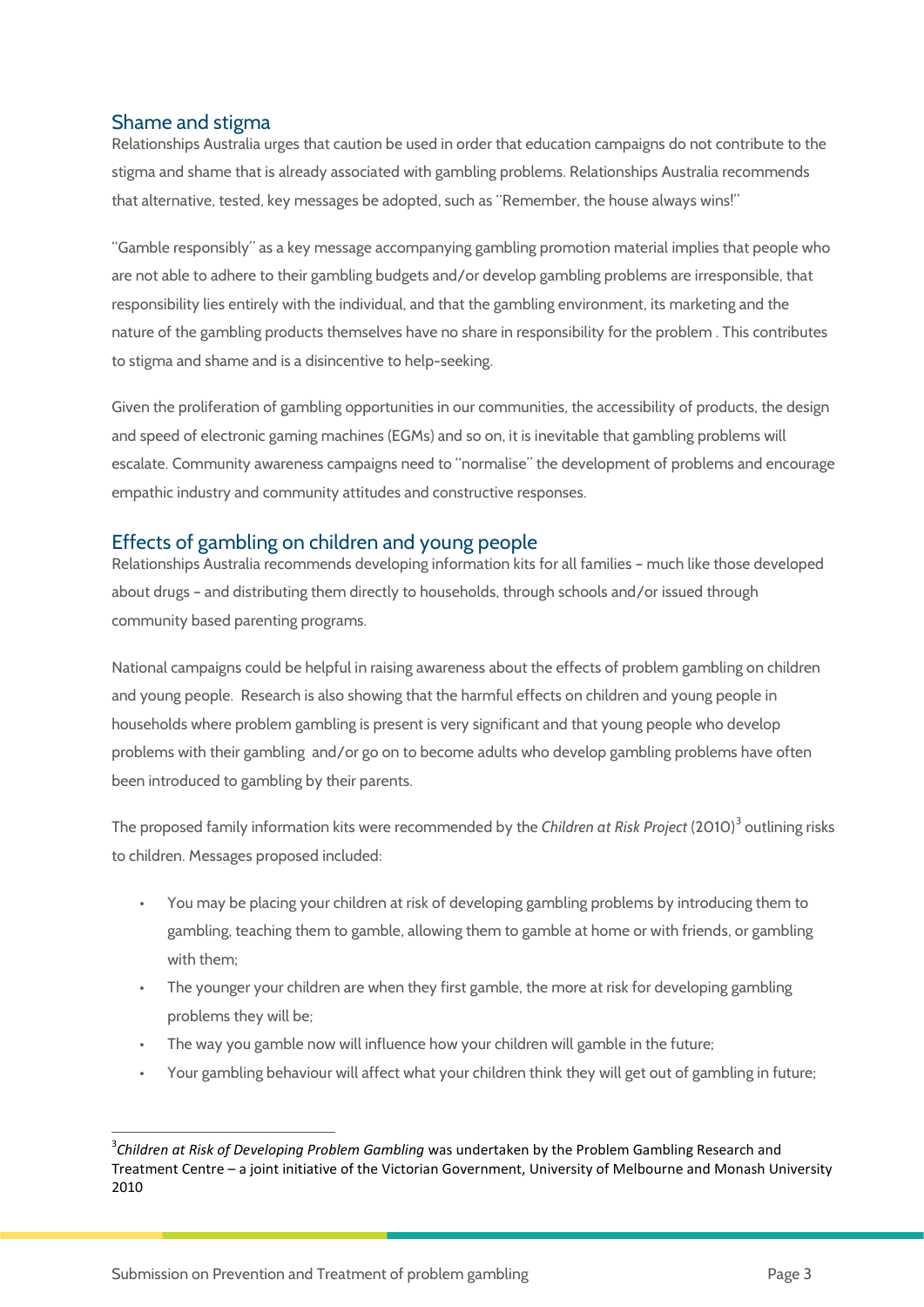## Shame and stigma

Relationships Australia urges that caution be used in order that education campaigns do not contribute to the stigma and shame that is already associated with gambling problems. Relationships Australia recommends that alternative, tested, key messages be adopted, such as "Remember, the house always wins!"

"Gamble responsibly" as a key message accompanying gambling promotion material implies that people who are not able to adhere to their gambling budgets and/or develop gambling problems are irresponsible, that responsibility lies entirely with the individual, and that the gambling environment, its marketing and the nature of the gambling products themselves have no share in responsibility for the problem . This contributes to stigma and shame and is a disincentive to help-seeking.

Given the proliferation of gambling opportunities in our communities, the accessibility of products, the design and speed of electronic gaming machines (EGMs) and so on, it is inevitable that gambling problems will escalate. Community awareness campaigns need to "normalise" the development of problems and encourage empathic industry and community attitudes and constructive responses.

## Effects of gambling on children and young people

Relationships Australia recommends developing information kits for all families – much like those developed about drugs – and distributing them directly to households, through schools and/or issued through community based parenting programs.

National campaigns could be helpful in raising awareness about the effects of problem gambling on children and young people. Research is also showing that the harmful effects on children and young people in households where problem gambling is present is very significant and that young people who develop problems with their gambling and/or go on to become adults who develop gambling problems have often been introduced to gambling by their parents.

The proposed family information kits were recommended by the *Children at Risk Project* (2010)[3] outlining risks to children. Messages proposed included:

- You may be placing your children at risk of developing gambling problems by introducing them to gambling, teaching them to gamble, allowing them to gamble at home or with friends, or gambling with them;
- The younger your children are when they first gamble, the more at risk for developing gambling problems they will be;
- The way you gamble now will influence how your children will gamble in the future;
- Your gambling behaviour will affect what your children think they will get out of gambling in future;

[3] *Children at Risk of Developing Problem Gambling* was undertaken by the Problem Gambling Research and Treatment Centre – a joint initiative of the Victorian Government, University of Melbourne and Monash University 2010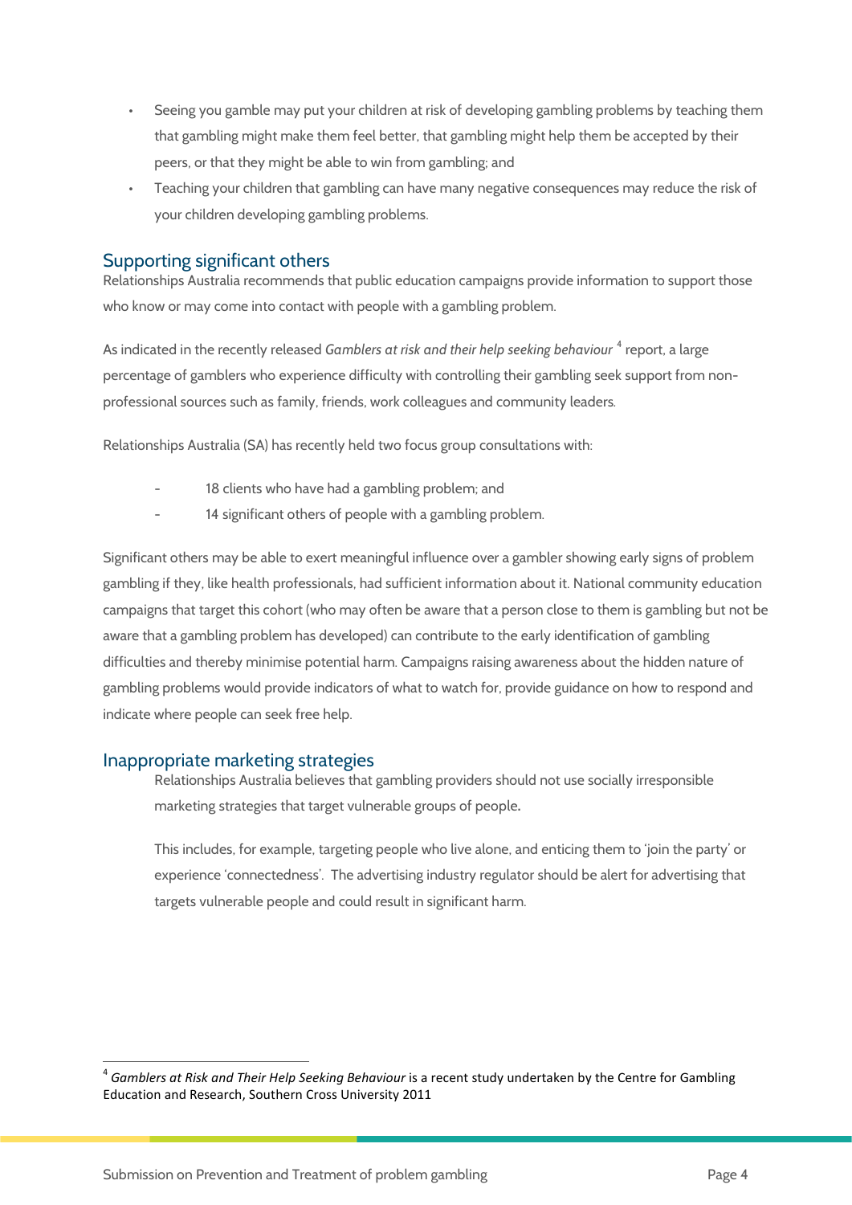- Seeing you gamble may put your children at risk of developing gambling problems by teaching them that gambling might make them feel better, that gambling might help them be accepted by their peers, or that they might be able to win from gambling; and
- Teaching your children that gambling can have many negative consequences may reduce the risk of your children developing gambling problems.

## Supporting significant others

Relationships Australia recommends that public education campaigns provide information to support those who know or may come into contact with people with a gambling problem.

As indicated in the recently released *Gamblers at risk and their help seeking behaviour* [4] report, a large percentage of gamblers who experience difficulty with controlling their gambling seek support from non-professional sources such as family, friends, work colleagues and community leaders.

Relationships Australia (SA) has recently held two focus group consultations with:

- 18 clients who have had a gambling problem; and
- 14 significant others of people with a gambling problem.

Significant others may be able to exert meaningful influence over a gambler showing early signs of problem gambling if they, like health professionals, had sufficient information about it. National community education campaigns that target this cohort (who may often be aware that a person close to them is gambling but not be aware that a gambling problem has developed) can contribute to the early identification of gambling difficulties and thereby minimise potential harm. Campaigns raising awareness about the hidden nature of gambling problems would provide indicators of what to watch for, provide guidance on how to respond and indicate where people can seek free help.

## Inappropriate marketing strategies

Relationships Australia believes that gambling providers should not use socially irresponsible marketing strategies that target vulnerable groups of people.

This includes, for example, targeting people who live alone, and enticing them to 'join the party' or experience 'connectedness'. The advertising industry regulator should be alert for advertising that targets vulnerable people and could result in significant harm.

---

[4] *Gamblers at Risk and Their Help Seeking Behaviour* is a recent study undertaken by the Centre for Gambling Education and Research, Southern Cross University 2011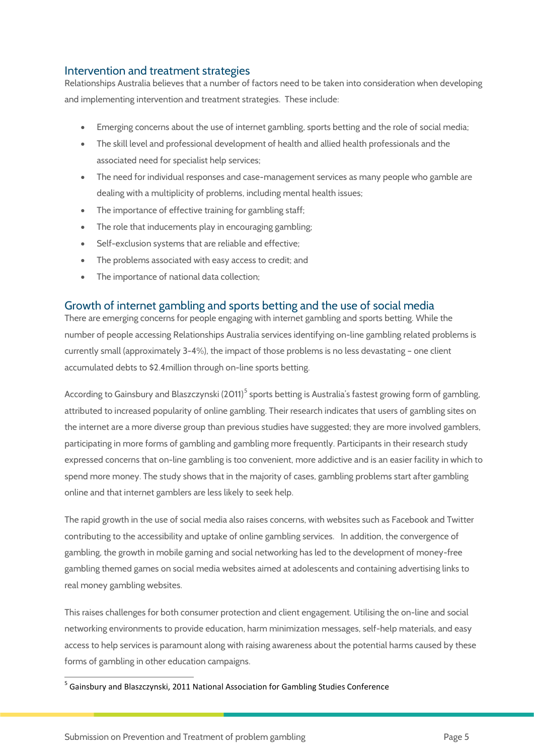## Intervention and treatment strategies

Relationships Australia believes that a number of factors need to be taken into consideration when developing and implementing intervention and treatment strategies. These include:

- Emerging concerns about the use of internet gambling, sports betting and the role of social media;
- The skill level and professional development of health and allied health professionals and the associated need for specialist help services;
- The need for individual responses and case-management services as many people who gamble are dealing with a multiplicity of problems, including mental health issues;
- The importance of effective training for gambling staff;
- The role that inducements play in encouraging gambling;
- Self-exclusion systems that are reliable and effective;
- The problems associated with easy access to credit; and
- The importance of national data collection;

## Growth of internet gambling and sports betting and the use of social media

There are emerging concerns for people engaging with internet gambling and sports betting. While the number of people accessing Relationships Australia services identifying on-line gambling related problems is currently small (approximately 3-4%), the impact of those problems is no less devastating - one client accumulated debts to $2.4million through on-line sports betting.

According to Gainsbury and Blaszczynski (2011)[5] sports betting is Australia's fastest growing form of gambling, attributed to increased popularity of online gambling. Their research indicates that users of gambling sites on the internet are a more diverse group than previous studies have suggested; they are more involved gamblers, participating in more forms of gambling and gambling more frequently. Participants in their research study expressed concerns that on-line gambling is too convenient, more addictive and is an easier facility in which to spend more money. The study shows that in the majority of cases, gambling problems start after gambling online and that internet gamblers are less likely to seek help.

The rapid growth in the use of social media also raises concerns, with websites such as Facebook and Twitter contributing to the accessibility and uptake of online gambling services. In addition, the convergence of gambling, the growth in mobile gaming and social networking has led to the development of money-free gambling themed games on social media websites aimed at adolescents and containing advertising links to real money gambling websites.

This raises challenges for both consumer protection and client engagement. Utilising the on-line and social networking environments to provide education, harm minimization messages, self-help materials, and easy access to help services is paramount along with raising awareness about the potential harms caused by these forms of gambling in other education campaigns.

---

[5] Gainsbury and Blaszczynski, 2011 National Association for Gambling Studies Conference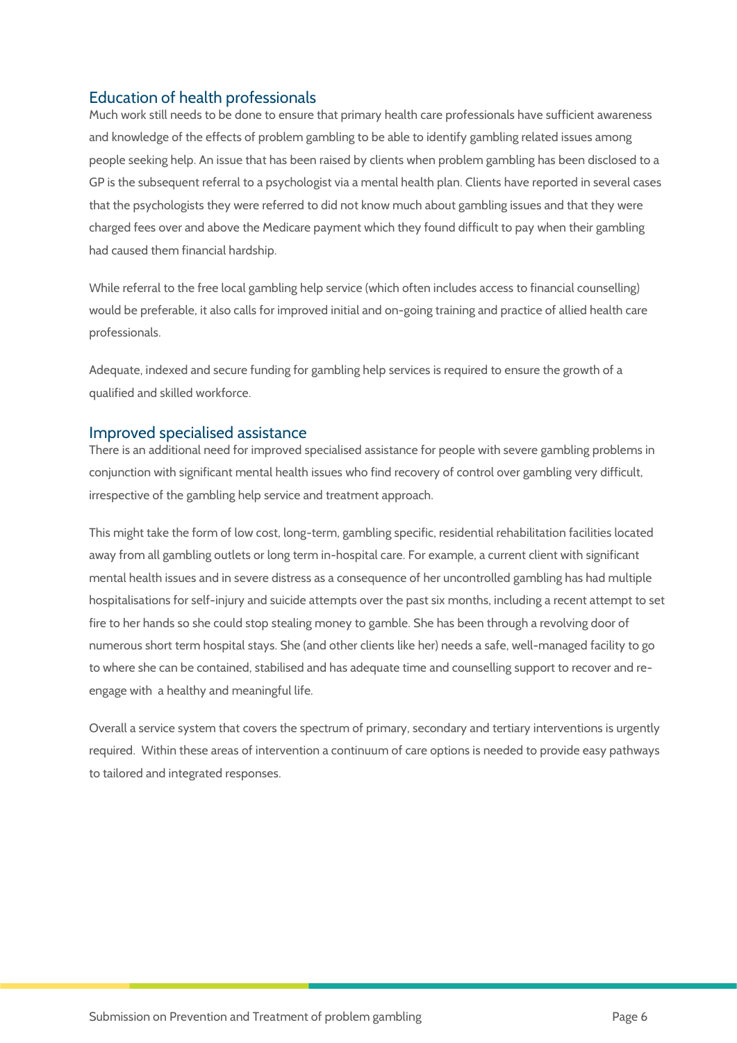## Education of health professionals

Much work still needs to be done to ensure that primary health care professionals have sufficient awareness and knowledge of the effects of problem gambling to be able to identify gambling related issues among people seeking help. An issue that has been raised by clients when problem gambling has been disclosed to a GP is the subsequent referral to a psychologist via a mental health plan. Clients have reported in several cases that the psychologists they were referred to did not know much about gambling issues and that they were charged fees over and above the Medicare payment which they found difficult to pay when their gambling had caused them financial hardship.

While referral to the free local gambling help service (which often includes access to financial counselling) would be preferable, it also calls for improved initial and on-going training and practice of allied health care professionals.

Adequate, indexed and secure funding for gambling help services is required to ensure the growth of a qualified and skilled workforce.

## Improved specialised assistance

There is an additional need for improved specialised assistance for people with severe gambling problems in conjunction with significant mental health issues who find recovery of control over gambling very difficult, irrespective of the gambling help service and treatment approach.

This might take the form of low cost, long-term, gambling specific, residential rehabilitation facilities located away from all gambling outlets or long term in-hospital care. For example, a current client with significant mental health issues and in severe distress as a consequence of her uncontrolled gambling has had multiple hospitalisations for self-injury and suicide attempts over the past six months, including a recent attempt to set fire to her hands so she could stop stealing money to gamble. She has been through a revolving door of numerous short term hospital stays. She (and other clients like her) needs a safe, well-managed facility to go to where she can be contained, stabilised and has adequate time and counselling support to recover and re-engage with a healthy and meaningful life.

Overall a service system that covers the spectrum of primary, secondary and tertiary interventions is urgently required. Within these areas of intervention a continuum of care options is needed to provide easy pathways to tailored and integrated responses.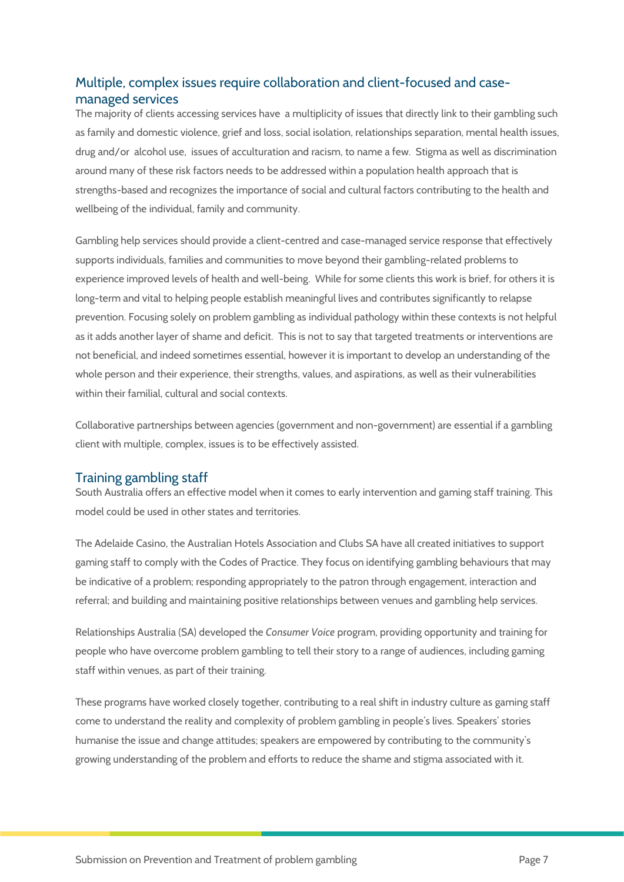## Multiple, complex issues require collaboration and client-focused and case-managed services

The majority of clients accessing services have a multiplicity of issues that directly link to their gambling such as family and domestic violence, grief and loss, social isolation, relationships separation, mental health issues, drug and/or alcohol use, issues of acculturation and racism, to name a few. Stigma as well as discrimination around many of these risk factors needs to be addressed within a population health approach that is strengths-based and recognizes the importance of social and cultural factors contributing to the health and wellbeing of the individual, family and community.

Gambling help services should provide a client-centred and case-managed service response that effectively supports individuals, families and communities to move beyond their gambling-related problems to experience improved levels of health and well-being. While for some clients this work is brief, for others it is long-term and vital to helping people establish meaningful lives and contributes significantly to relapse prevention. Focusing solely on problem gambling as individual pathology within these contexts is not helpful as it adds another layer of shame and deficit. This is not to say that targeted treatments or interventions are not beneficial, and indeed sometimes essential, however it is important to develop an understanding of the whole person and their experience, their strengths, values, and aspirations, as well as their vulnerabilities within their familial, cultural and social contexts.

Collaborative partnerships between agencies (government and non-government) are essential if a gambling client with multiple, complex, issues is to be effectively assisted.

## Training gambling staff

South Australia offers an effective model when it comes to early intervention and gaming staff training. This model could be used in other states and territories.

The Adelaide Casino, the Australian Hotels Association and Clubs SA have all created initiatives to support gaming staff to comply with the Codes of Practice. They focus on identifying gambling behaviours that may be indicative of a problem; responding appropriately to the patron through engagement, interaction and referral; and building and maintaining positive relationships between venues and gambling help services.

Relationships Australia (SA) developed the *Consumer Voice* program, providing opportunity and training for people who have overcome problem gambling to tell their story to a range of audiences, including gaming staff within venues, as part of their training.

These programs have worked closely together, contributing to a real shift in industry culture as gaming staff come to understand the reality and complexity of problem gambling in people's lives. Speakers' stories humanise the issue and change attitudes; speakers are empowered by contributing to the community's growing understanding of the problem and efforts to reduce the shame and stigma associated with it.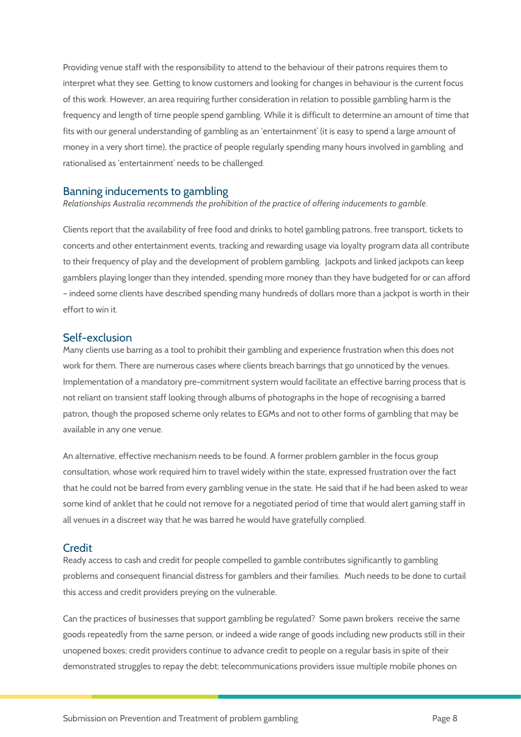Providing venue staff with the responsibility to attend to the behaviour of their patrons requires them to interpret what they see. Getting to know customers and looking for changes in behaviour is the current focus of this work. However, an area requiring further consideration in relation to possible gambling harm is the frequency and length of time people spend gambling. While it is difficult to determine an amount of time that fits with our general understanding of gambling as an 'entertainment' (it is easy to spend a large amount of money in a very short time), the practice of people regularly spending many hours involved in gambling and rationalised as 'entertainment' needs to be challenged.

## Banning inducements to gambling

*Relationships Australia recommends the prohibition of the practice of offering inducements to gamble*.

Clients report that the availability of free food and drinks to hotel gambling patrons, free transport, tickets to concerts and other entertainment events, tracking and rewarding usage via loyalty program data all contribute to their frequency of play and the development of problem gambling. Jackpots and linked jackpots can keep gamblers playing longer than they intended, spending more money than they have budgeted for or can afford – indeed some clients have described spending many hundreds of dollars more than a jackpot is worth in their effort to win it.

## Self-exclusion

Many clients use barring as a tool to prohibit their gambling and experience frustration when this does not work for them. There are numerous cases where clients breach barrings that go unnoticed by the venues. Implementation of a mandatory pre-commitment system would facilitate an effective barring process that is not reliant on transient staff looking through albums of photographs in the hope of recognising a barred patron, though the proposed scheme only relates to EGMs and not to other forms of gambling that may be available in any one venue.

An alternative, effective mechanism needs to be found. A former problem gambler in the focus group consultation, whose work required him to travel widely within the state, expressed frustration over the fact that he could not be barred from every gambling venue in the state. He said that if he had been asked to wear some kind of anklet that he could not remove for a negotiated period of time that would alert gaming staff in all venues in a discreet way that he was barred he would have gratefully complied.

## Credit

Ready access to cash and credit for people compelled to gamble contributes significantly to gambling problems and consequent financial distress for gamblers and their families. Much needs to be done to curtail this access and credit providers preying on the vulnerable.

Can the practices of businesses that support gambling be regulated? Some pawn brokers receive the same goods repeatedly from the same person, or indeed a wide range of goods including new products still in their unopened boxes; credit providers continue to advance credit to people on a regular basis in spite of their demonstrated struggles to repay the debt; telecommunications providers issue multiple mobile phones on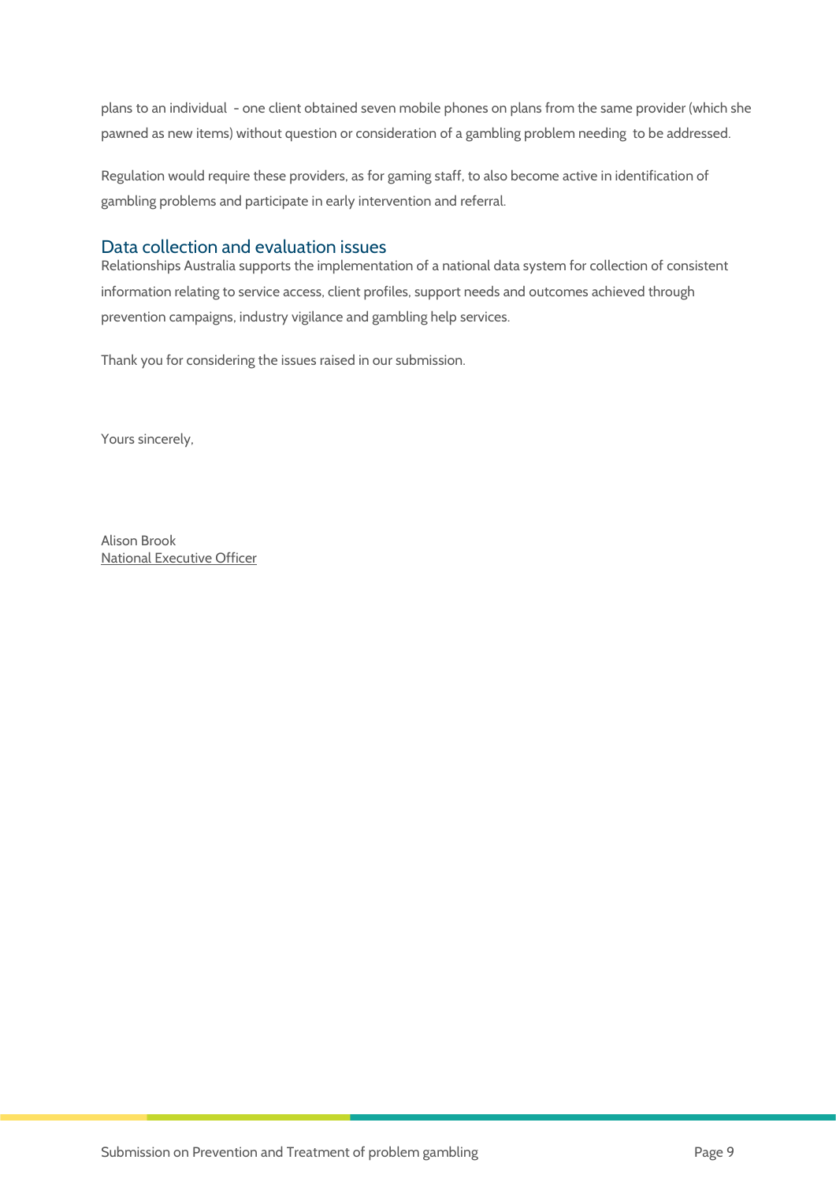plans to an individual - one client obtained seven mobile phones on plans from the same provider (which she pawned as new items) without question or consideration of a gambling problem needing to be addressed.

Regulation would require these providers, as for gaming staff, to also become active in identification of gambling problems and participate in early intervention and referral.

## Data collection and evaluation issues

Relationships Australia supports the implementation of a national data system for collection of consistent information relating to service access, client profiles, support needs and outcomes achieved through prevention campaigns, industry vigilance and gambling help services.

Thank you for considering the issues raised in our submission.

Yours sincerely,

Alison Brook
National Executive Officer